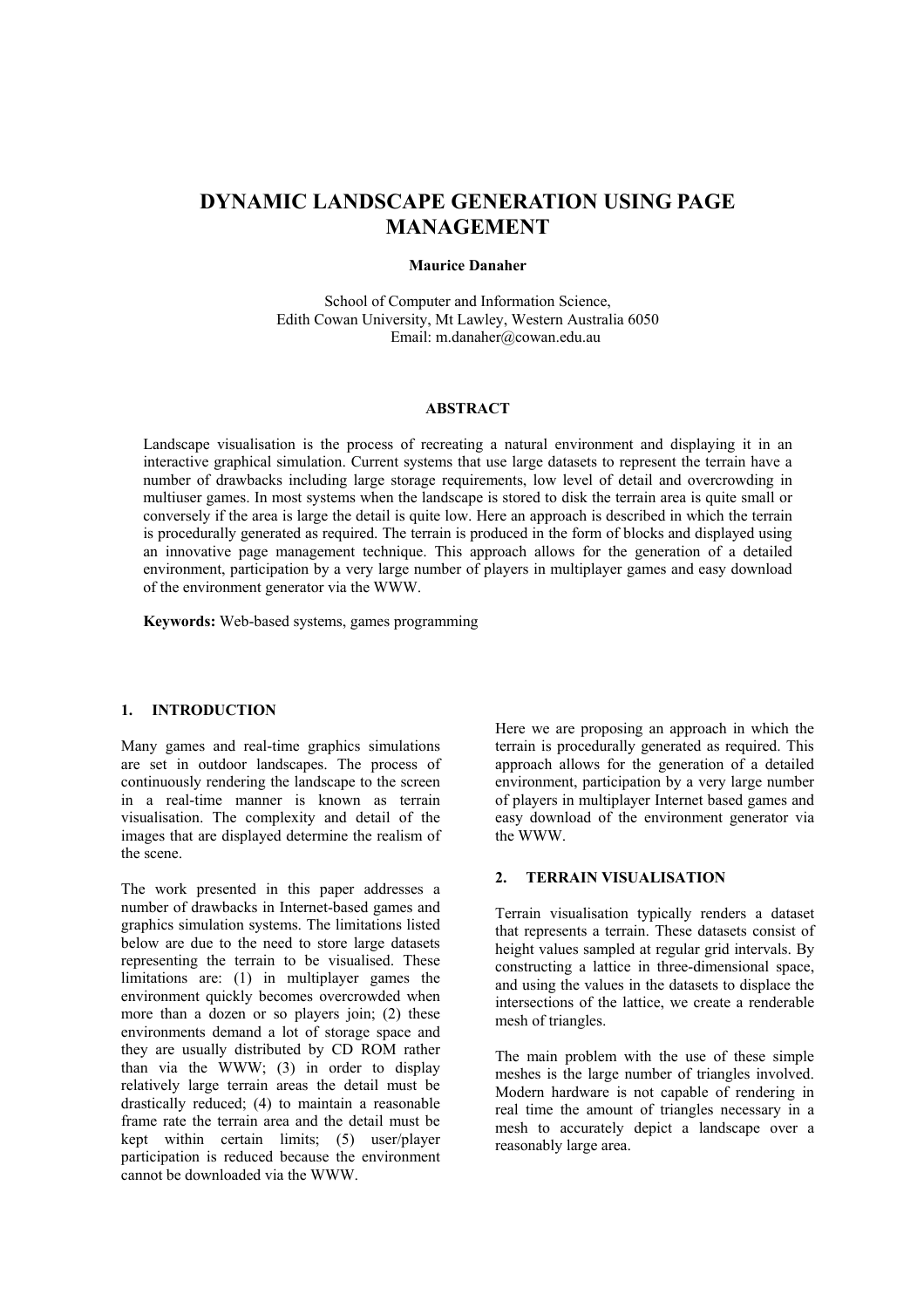# DYNAMIC LANDSCAPE GENERATION USING PAGE MANAGEMENT

**Maurice Danaher**

School of Computer and Information Science,
Edith Cowan University, Mt Lawley, Western Australia 6050
Email: m.danaher@cowan.edu.au

## ABSTRACT

Landscape visualisation is the process of recreating a natural environment and displaying it in an interactive graphical simulation. Current systems that use large datasets to represent the terrain have a number of drawbacks including large storage requirements, low level of detail and overcrowding in multiuser games. In most systems when the landscape is stored to disk the terrain area is quite small or conversely if the area is large the detail is quite low. Here an approach is described in which the terrain is procedurally generated as required. The terrain is produced in the form of blocks and displayed using an innovative page management technique. This approach allows for the generation of a detailed environment, participation by a very large number of players in multiplayer games and easy download of the environment generator via the WWW.

**Keywords:** Web-based systems, games programming

## 1. INTRODUCTION

Many games and real-time graphics simulations are set in outdoor landscapes. The process of continuously rendering the landscape to the screen in a real-time manner is known as terrain visualisation. The complexity and detail of the images that are displayed determine the realism of the scene.

The work presented in this paper addresses a number of drawbacks in Internet-based games and graphics simulation systems. The limitations listed below are due to the need to store large datasets representing the terrain to be visualised. These limitations are: (1) in multiplayer games the environment quickly becomes overcrowded when more than a dozen or so players join; (2) these environments demand a lot of storage space and they are usually distributed by CD ROM rather than via the WWW; (3) in order to display relatively large terrain areas the detail must be drastically reduced; (4) to maintain a reasonable frame rate the terrain area and the detail must be kept within certain limits; (5) user/player participation is reduced because the environment cannot be downloaded via the WWW.

Here we are proposing an approach in which the terrain is procedurally generated as required. This approach allows for the generation of a detailed environment, participation by a very large number of players in multiplayer Internet based games and easy download of the environment generator via the WWW.

## 2. TERRAIN VISUALISATION

Terrain visualisation typically renders a dataset that represents a terrain. These datasets consist of height values sampled at regular grid intervals. By constructing a lattice in three-dimensional space, and using the values in the datasets to displace the intersections of the lattice, we create a renderable mesh of triangles.

The main problem with the use of these simple meshes is the large number of triangles involved. Modern hardware is not capable of rendering in real time the amount of triangles necessary in a mesh to accurately depict a landscape over a reasonably large area.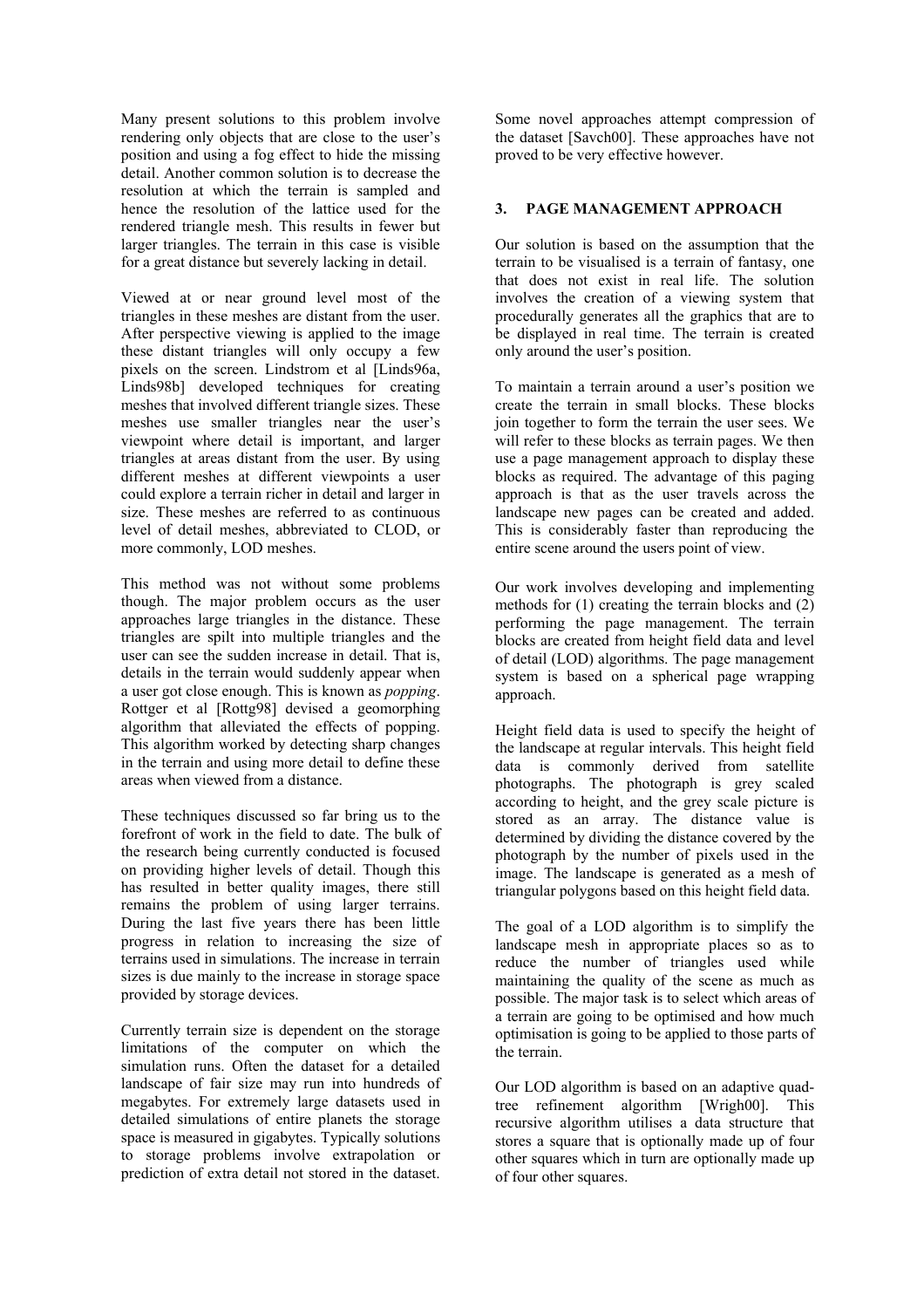Many present solutions to this problem involve rendering only objects that are close to the user's position and using a fog effect to hide the missing detail. Another common solution is to decrease the resolution at which the terrain is sampled and hence the resolution of the lattice used for the rendered triangle mesh. This results in fewer but larger triangles. The terrain in this case is visible for a great distance but severely lacking in detail.

Viewed at or near ground level most of the triangles in these meshes are distant from the user. After perspective viewing is applied to the image these distant triangles will only occupy a few pixels on the screen. Lindstrom et al [Linds96a, Linds98b] developed techniques for creating meshes that involved different triangle sizes. These meshes use smaller triangles near the user's viewpoint where detail is important, and larger triangles at areas distant from the user. By using different meshes at different viewpoints a user could explore a terrain richer in detail and larger in size. These meshes are referred to as continuous level of detail meshes, abbreviated to CLOD, or more commonly, LOD meshes.

This method was not without some problems though. The major problem occurs as the user approaches large triangles in the distance. These triangles are spilt into multiple triangles and the user can see the sudden increase in detail. That is, details in the terrain would suddenly appear when a user got close enough. This is known as *popping*. Rottger et al [Rottg98] devised a geomorphing algorithm that alleviated the effects of popping. This algorithm worked by detecting sharp changes in the terrain and using more detail to define these areas when viewed from a distance.

These techniques discussed so far bring us to the forefront of work in the field to date. The bulk of the research being currently conducted is focused on providing higher levels of detail. Though this has resulted in better quality images, there still remains the problem of using larger terrains. During the last five years there has been little progress in relation to increasing the size of terrains used in simulations. The increase in terrain sizes is due mainly to the increase in storage space provided by storage devices.

Currently terrain size is dependent on the storage limitations of the computer on which the simulation runs. Often the dataset for a detailed landscape of fair size may run into hundreds of megabytes. For extremely large datasets used in detailed simulations of entire planets the storage space is measured in gigabytes. Typically solutions to storage problems involve extrapolation or prediction of extra detail not stored in the dataset.

Some novel approaches attempt compression of the dataset [Savch00]. These approaches have not proved to be very effective however.

## 3. PAGE MANAGEMENT APPROACH

Our solution is based on the assumption that the terrain to be visualised is a terrain of fantasy, one that does not exist in real life. The solution involves the creation of a viewing system that procedurally generates all the graphics that are to be displayed in real time. The terrain is created only around the user's position.

To maintain a terrain around a user's position we create the terrain in small blocks. These blocks join together to form the terrain the user sees. We will refer to these blocks as terrain pages. We then use a page management approach to display these blocks as required. The advantage of this paging approach is that as the user travels across the landscape new pages can be created and added. This is considerably faster than reproducing the entire scene around the users point of view.

Our work involves developing and implementing methods for (1) creating the terrain blocks and (2) performing the page management. The terrain blocks are created from height field data and level of detail (LOD) algorithms. The page management system is based on a spherical page wrapping approach.

Height field data is used to specify the height of the landscape at regular intervals. This height field data is commonly derived from satellite photographs. The photograph is grey scaled according to height, and the grey scale picture is stored as an array. The distance value is determined by dividing the distance covered by the photograph by the number of pixels used in the image. The landscape is generated as a mesh of triangular polygons based on this height field data.

The goal of a LOD algorithm is to simplify the landscape mesh in appropriate places so as to reduce the number of triangles used while maintaining the quality of the scene as much as possible. The major task is to select which areas of a terrain are going to be optimised and how much optimisation is going to be applied to those parts of the terrain.

Our LOD algorithm is based on an adaptive quad-tree refinement algorithm [Wrigh00]. This recursive algorithm utilises a data structure that stores a square that is optionally made up of four other squares which in turn are optionally made up of four other squares.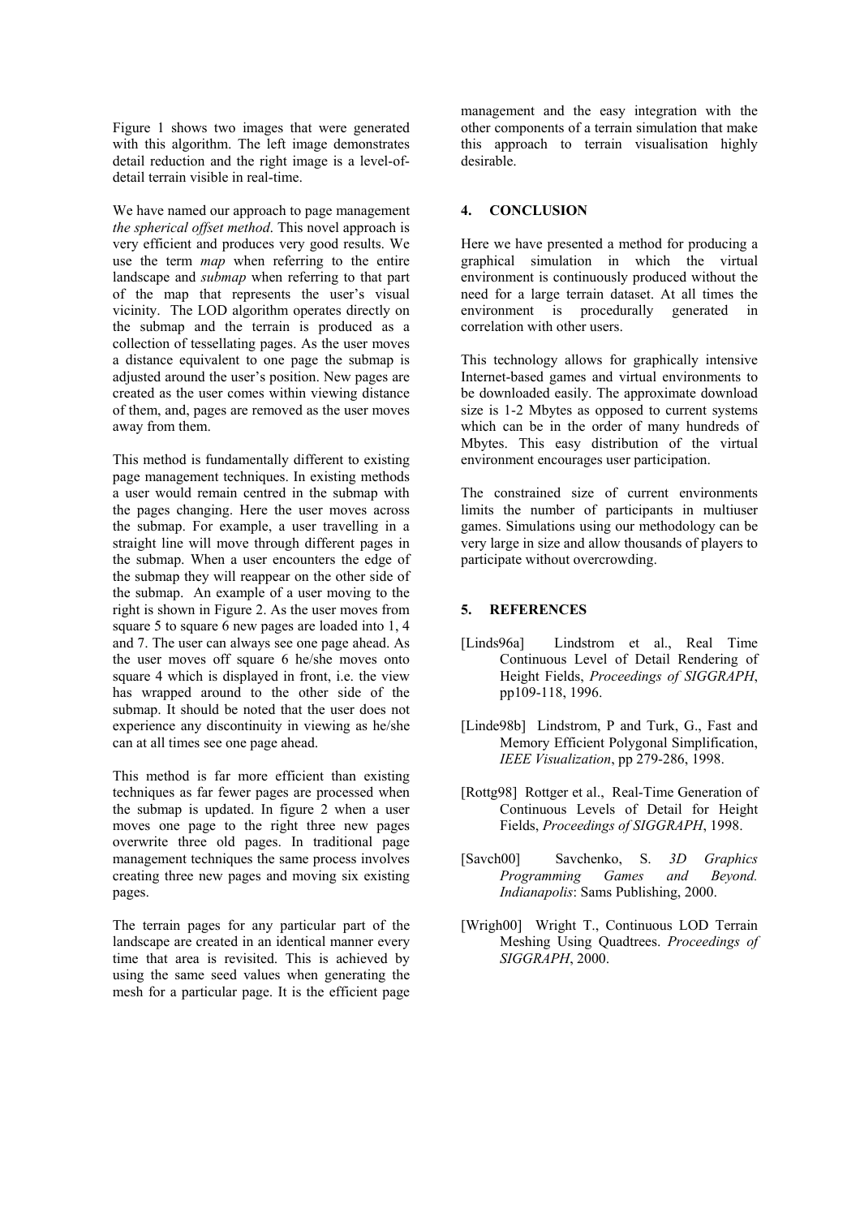Figure 1 shows two images that were generated with this algorithm. The left image demonstrates detail reduction and the right image is a level-of-detail terrain visible in real-time.

We have named our approach to page management *the spherical offset method*. This novel approach is very efficient and produces very good results. We use the term *map* when referring to the entire landscape and *submap* when referring to that part of the map that represents the user's visual vicinity. The LOD algorithm operates directly on the submap and the terrain is produced as a collection of tessellating pages. As the user moves a distance equivalent to one page the submap is adjusted around the user's position. New pages are created as the user comes within viewing distance of them, and, pages are removed as the user moves away from them.

This method is fundamentally different to existing page management techniques. In existing methods a user would remain centred in the submap with the pages changing. Here the user moves across the submap. For example, a user travelling in a straight line will move through different pages in the submap. When a user encounters the edge of the submap they will reappear on the other side of the submap. An example of a user moving to the right is shown in Figure 2. As the user moves from square 5 to square 6 new pages are loaded into 1, 4 and 7. The user can always see one page ahead. As the user moves off square 6 he/she moves onto square 4 which is displayed in front, i.e. the view has wrapped around to the other side of the submap. It should be noted that the user does not experience any discontinuity in viewing as he/she can at all times see one page ahead.

This method is far more efficient than existing techniques as far fewer pages are processed when the submap is updated. In figure 2 when a user moves one page to the right three new pages overwrite three old pages. In traditional page management techniques the same process involves creating three new pages and moving six existing pages.

The terrain pages for any particular part of the landscape are created in an identical manner every time that area is revisited. This is achieved by using the same seed values when generating the mesh for a particular page. It is the efficient page management and the easy integration with the other components of a terrain simulation that make this approach to terrain visualisation highly desirable.

## 4. CONCLUSION

Here we have presented a method for producing a graphical simulation in which the virtual environment is continuously produced without the need for a large terrain dataset. At all times the environment is procedurally generated in correlation with other users.

This technology allows for graphically intensive Internet-based games and virtual environments to be downloaded easily. The approximate download size is 1-2 Mbytes as opposed to current systems which can be in the order of many hundreds of Mbytes. This easy distribution of the virtual environment encourages user participation.

The constrained size of current environments limits the number of participants in multiuser games. Simulations using our methodology can be very large in size and allow thousands of players to participate without overcrowding.

## 5. REFERENCES

[Linds96a] Lindstrom et al., Real Time Continuous Level of Detail Rendering of Height Fields, *Proceedings of SIGGRAPH*, pp109-118, 1996.

[Linde98b] Lindstrom, P and Turk, G., Fast and Memory Efficient Polygonal Simplification, *IEEE Visualization*, pp 279-286, 1998.

[Rottg98] Rottger et al., Real-Time Generation of Continuous Levels of Detail for Height Fields, *Proceedings of SIGGRAPH*, 1998.

[Savch00] Savchenko, S. *3D Graphics Programming Games and Beyond. Indianapolis*: Sams Publishing, 2000.

[Wrigh00] Wright T., Continuous LOD Terrain Meshing Using Quadtrees. *Proceedings of SIGGRAPH*, 2000.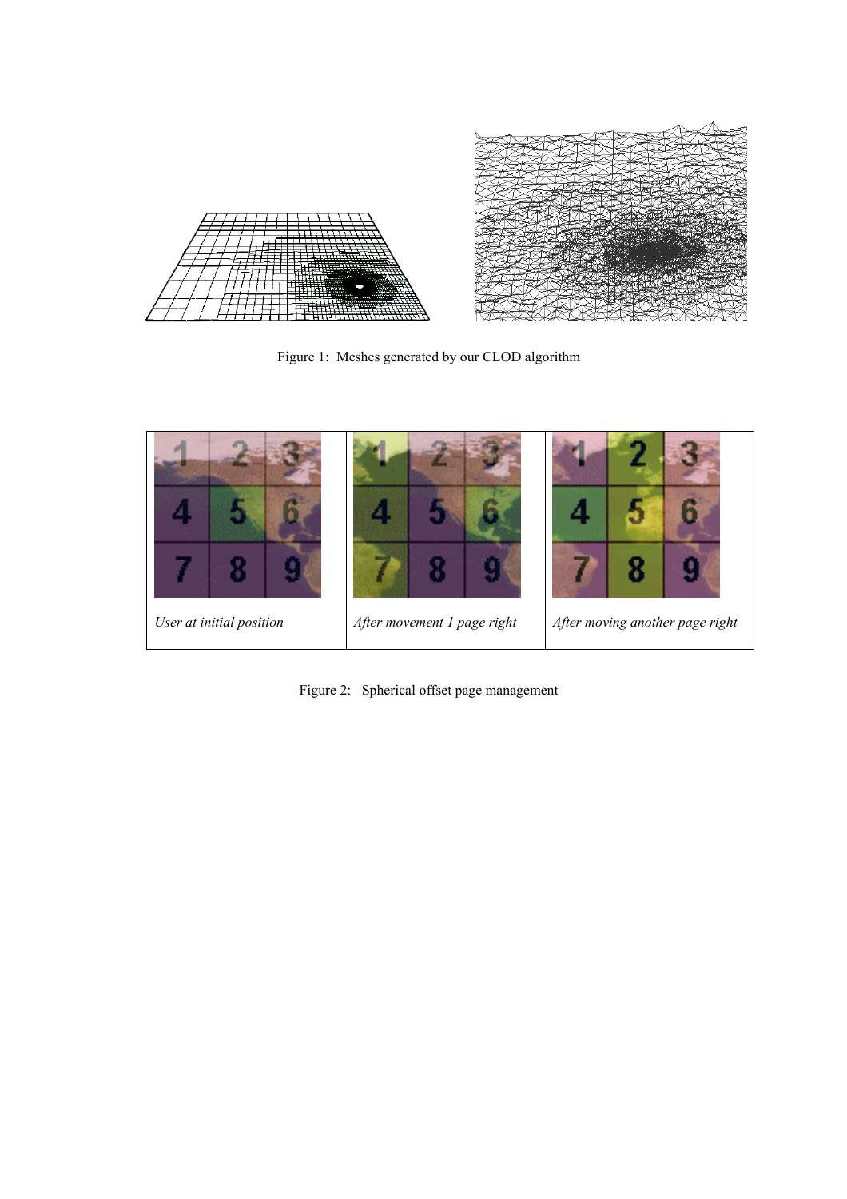Figure 1: Meshes generated by our CLOD algorithm

| | | |
|---|---|---|
| *User at initial position* | *After movement 1 page right* | *After moving another page right* |

Figure 2: Spherical offset page management